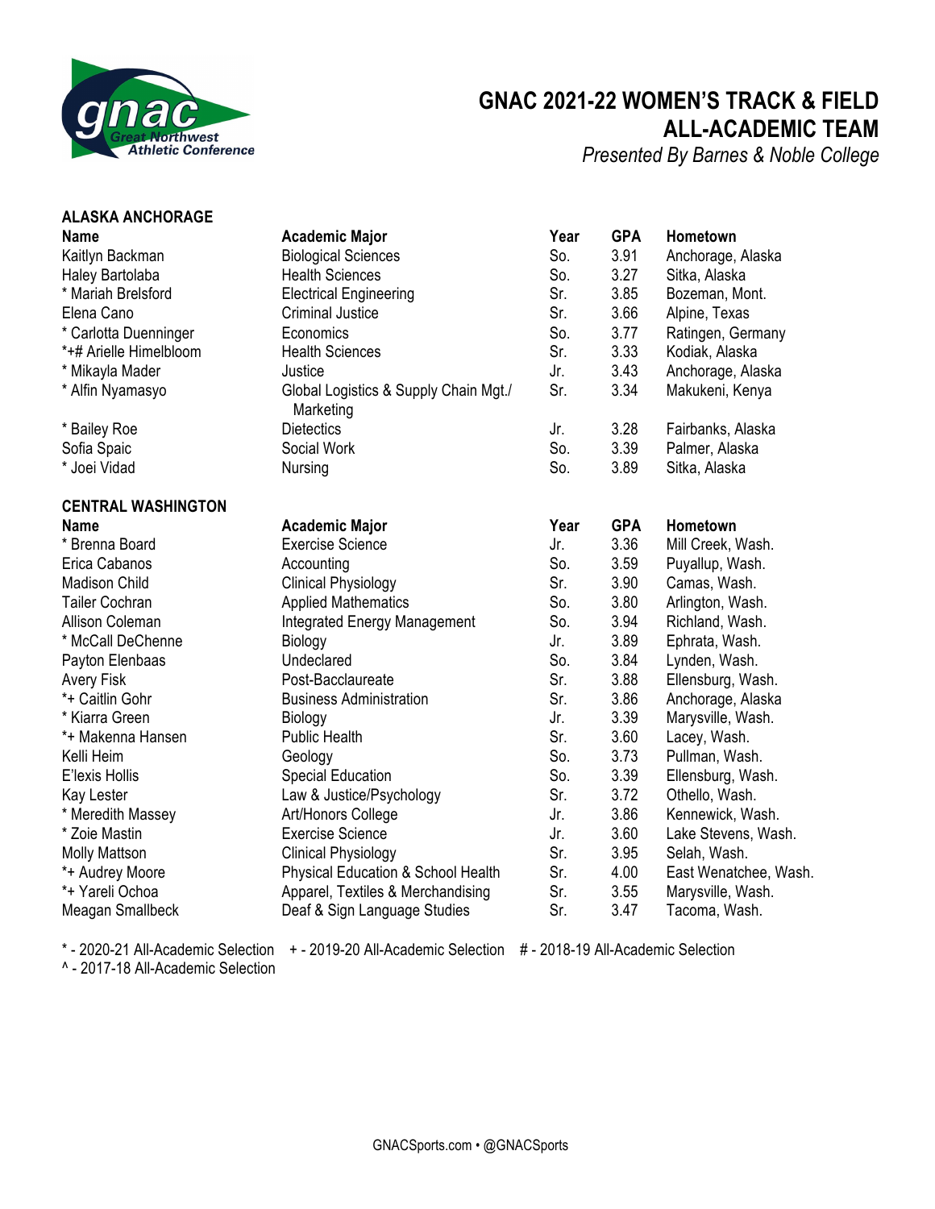# GNAC 2021-22 WOMEN'S TRACK & FIELD ALL-ACADEMIC TEAM

*Presented By Barnes & Noble College*

## ALASKA ANCHORAGE

| Name | Academic Major | Year | GPA | Hometown |
|---|---|---|---|---|
| Kaitlyn Backman | Biological Sciences | So. | 3.91 | Anchorage, Alaska |
| Haley Bartolaba | Health Sciences | So. | 3.27 | Sitka, Alaska |
| * Mariah Brelsford | Electrical Engineering | Sr. | 3.85 | Bozeman, Mont. |
| Elena Cano | Criminal Justice | Sr. | 3.66 | Alpine, Texas |
| * Carlotta Duenninger | Economics | So. | 3.77 | Ratingen, Germany |
| *+# Arielle Himelbloom | Health Sciences | Sr. | 3.33 | Kodiak, Alaska |
| * Mikayla Mader | Justice | Jr. | 3.43 | Anchorage, Alaska |
| * Alfin Nyamasyo | Global Logistics & Supply Chain Mgt./ Marketing | Sr. | 3.34 | Makukeni, Kenya |
| * Bailey Roe | Dietectics | Jr. | 3.28 | Fairbanks, Alaska |
| Sofia Spaic | Social Work | So. | 3.39 | Palmer, Alaska |
| * Joei Vidad | Nursing | So. | 3.89 | Sitka, Alaska |

## CENTRAL WASHINGTON

| Name | Academic Major | Year | GPA | Hometown |
|---|---|---|---|---|
| * Brenna Board | Exercise Science | Jr. | 3.36 | Mill Creek, Wash. |
| Erica Cabanos | Accounting | So. | 3.59 | Puyallup, Wash. |
| Madison Child | Clinical Physiology | Sr. | 3.90 | Camas, Wash. |
| Tailer Cochran | Applied Mathematics | So. | 3.80 | Arlington, Wash. |
| Allison Coleman | Integrated Energy Management | So. | 3.94 | Richland, Wash. |
| * McCall DeChenne | Biology | Jr. | 3.89 | Ephrata, Wash. |
| Payton Elenbaas | Undeclared | So. | 3.84 | Lynden, Wash. |
| Avery Fisk | Post-Baccalaureate | Sr. | 3.88 | Ellensburg, Wash. |
| *+ Caitlin Gohr | Business Administration | Sr. | 3.86 | Anchorage, Alaska |
| * Kiarra Green | Biology | Jr. | 3.39 | Marysville, Wash. |
| *+ Makenna Hansen | Public Health | Sr. | 3.60 | Lacey, Wash. |
| Kelli Heim | Geology | So. | 3.73 | Pullman, Wash. |
| E'lexis Hollis | Special Education | So. | 3.39 | Ellensburg, Wash. |
| Kay Lester | Law & Justice/Psychology | Sr. | 3.72 | Othello, Wash. |
| * Meredith Massey | Art/Honors College | Jr. | 3.86 | Kennewick, Wash. |
| * Zoie Mastin | Exercise Science | Jr. | 3.60 | Lake Stevens, Wash. |
| Molly Mattson | Clinical Physiology | Sr. | 3.95 | Selah, Wash. |
| *+ Audrey Moore | Physical Education & School Health | Sr. | 4.00 | East Wenatchee, Wash. |
| *+ Yareli Ochoa | Apparel, Textiles & Merchandising | Sr. | 3.55 | Marysville, Wash. |
| Meagan Smallbeck | Deaf & Sign Language Studies | Sr. | 3.47 | Tacoma, Wash. |

* - 2020-21 All-Academic Selection    + - 2019-20 All-Academic Selection    # - 2018-19 All-Academic Selection
^ - 2017-18 All-Academic Selection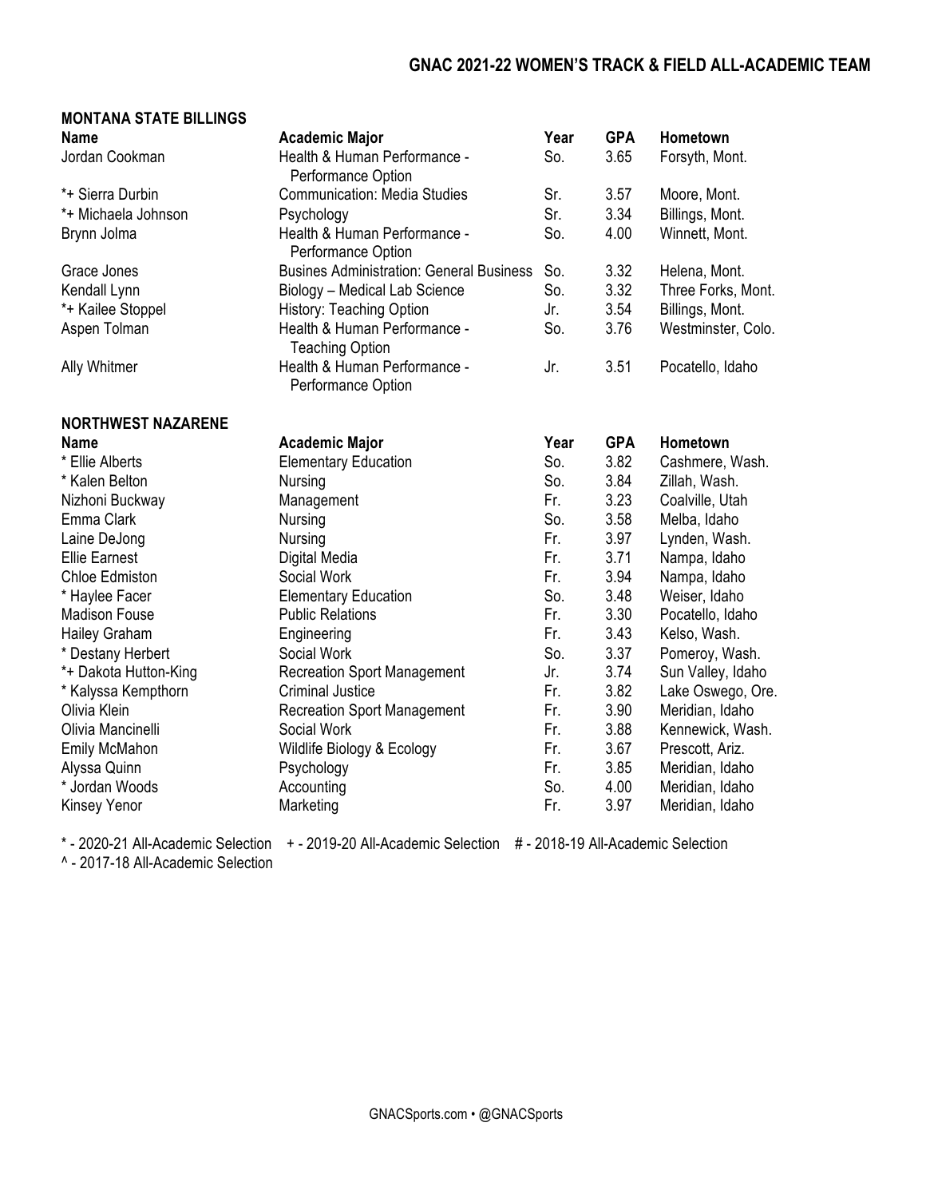## GNAC 2021-22 WOMEN'S TRACK & FIELD ALL-ACADEMIC TEAM

### MONTANA STATE BILLINGS

| Name | Academic Major | Year | GPA | Hometown |
|---|---|---|---|---|
| Jordan Cookman | Health & Human Performance - Performance Option | So. | 3.65 | Forsyth, Mont. |
| *+ Sierra Durbin | Communication: Media Studies | Sr. | 3.57 | Moore, Mont. |
| *+ Michaela Johnson | Psychology | Sr. | 3.34 | Billings, Mont. |
| Brynn Jolma | Health & Human Performance - Performance Option | So. | 4.00 | Winnett, Mont. |
| Grace Jones | Busines Administration: General Business | So. | 3.32 | Helena, Mont. |
| Kendall Lynn | Biology – Medical Lab Science | So. | 3.32 | Three Forks, Mont. |
| *+ Kailee Stoppel | History: Teaching Option | Jr. | 3.54 | Billings, Mont. |
| Aspen Tolman | Health & Human Performance - Teaching Option | So. | 3.76 | Westminster, Colo. |
| Ally Whitmer | Health & Human Performance - Performance Option | Jr. | 3.51 | Pocatello, Idaho |

### NORTHWEST NAZARENE

| Name | Academic Major | Year | GPA | Hometown |
|---|---|---|---|---|
| * Ellie Alberts | Elementary Education | So. | 3.82 | Cashmere, Wash. |
| * Kalen Belton | Nursing | So. | 3.84 | Zillah, Wash. |
| Nizhoni Buckway | Management | Fr. | 3.23 | Coalville, Utah |
| Emma Clark | Nursing | So. | 3.58 | Melba, Idaho |
| Laine DeJong | Nursing | Fr. | 3.97 | Lynden, Wash. |
| Ellie Earnest | Digital Media | Fr. | 3.71 | Nampa, Idaho |
| Chloe Edmiston | Social Work | Fr. | 3.94 | Nampa, Idaho |
| * Haylee Facer | Elementary Education | So. | 3.48 | Weiser, Idaho |
| Madison Fouse | Public Relations | Fr. | 3.30 | Pocatello, Idaho |
| Hailey Graham | Engineering | Fr. | 3.43 | Kelso, Wash. |
| * Destany Herbert | Social Work | So. | 3.37 | Pomeroy, Wash. |
| *+ Dakota Hutton-King | Recreation Sport Management | Jr. | 3.74 | Sun Valley, Idaho |
| * Kalyssa Kempthorn | Criminal Justice | Fr. | 3.82 | Lake Oswego, Ore. |
| Olivia Klein | Recreation Sport Management | Fr. | 3.90 | Meridian, Idaho |
| Olivia Mancinelli | Social Work | Fr. | 3.88 | Kennewick, Wash. |
| Emily McMahon | Wildlife Biology & Ecology | Fr. | 3.67 | Prescott, Ariz. |
| Alyssa Quinn | Psychology | Fr. | 3.85 | Meridian, Idaho |
| * Jordan Woods | Accounting | So. | 4.00 | Meridian, Idaho |
| Kinsey Yenor | Marketing | Fr. | 3.97 | Meridian, Idaho |

\* - 2020-21 All-Academic Selection + - 2019-20 All-Academic Selection # - 2018-19 All-Academic Selection
^ - 2017-18 All-Academic Selection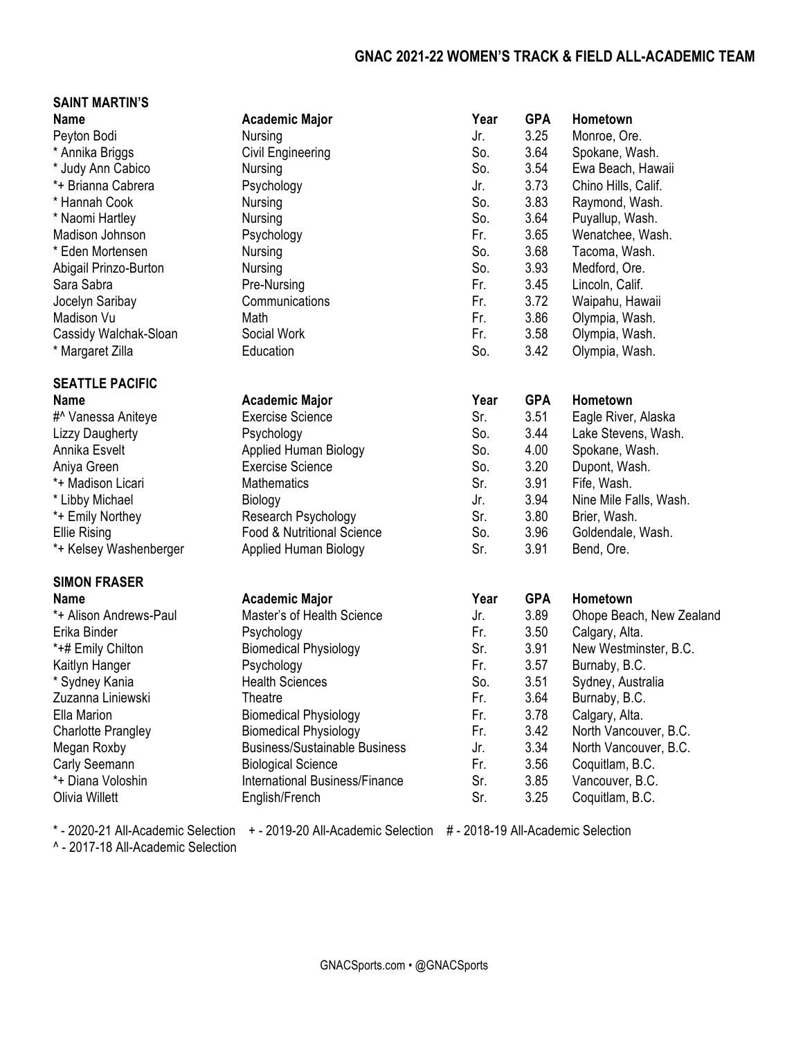## GNAC 2021-22 WOMEN'S TRACK & FIELD ALL-ACADEMIC TEAM

### SAINT MARTIN'S

| Name | Academic Major | Year | GPA | Hometown |
|---|---|---|---|---|
| Peyton Bodi | Nursing | Jr. | 3.25 | Monroe, Ore. |
| * Annika Briggs | Civil Engineering | So. | 3.64 | Spokane, Wash. |
| * Judy Ann Cabico | Nursing | So. | 3.54 | Ewa Beach, Hawaii |
| *+ Brianna Cabrera | Psychology | Jr. | 3.73 | Chino Hills, Calif. |
| * Hannah Cook | Nursing | So. | 3.83 | Raymond, Wash. |
| * Naomi Hartley | Nursing | So. | 3.64 | Puyallup, Wash. |
| Madison Johnson | Psychology | Fr. | 3.65 | Wenatchee, Wash. |
| * Eden Mortensen | Nursing | So. | 3.68 | Tacoma, Wash. |
| Abigail Prinzo-Burton | Nursing | So. | 3.93 | Medford, Ore. |
| Sara Sabra | Pre-Nursing | Fr. | 3.45 | Lincoln, Calif. |
| Jocelyn Saribay | Communications | Fr. | 3.72 | Waipahu, Hawaii |
| Madison Vu | Math | Fr. | 3.86 | Olympia, Wash. |
| Cassidy Walchak-Sloan | Social Work | Fr. | 3.58 | Olympia, Wash. |
| * Margaret Zilla | Education | So. | 3.42 | Olympia, Wash. |

### SEATTLE PACIFIC

| Name | Academic Major | Year | GPA | Hometown |
|---|---|---|---|---|
| #^ Vanessa Aniteye | Exercise Science | Sr. | 3.51 | Eagle River, Alaska |
| Lizzy Daugherty | Psychology | So. | 3.44 | Lake Stevens, Wash. |
| Annika Esvelt | Applied Human Biology | So. | 4.00 | Spokane, Wash. |
| Aniya Green | Exercise Science | So. | 3.20 | Dupont, Wash. |
| *+ Madison Licari | Mathematics | Sr. | 3.91 | Fife, Wash. |
| * Libby Michael | Biology | Jr. | 3.94 | Nine Mile Falls, Wash. |
| *+ Emily Northey | Research Psychology | Sr. | 3.80 | Brier, Wash. |
| Ellie Rising | Food & Nutritional Science | So. | 3.96 | Goldendale, Wash. |
| *+ Kelsey Washenberger | Applied Human Biology | Sr. | 3.91 | Bend, Ore. |

### SIMON FRASER

| Name | Academic Major | Year | GPA | Hometown |
|---|---|---|---|---|
| *+ Alison Andrews-Paul | Master's of Health Science | Jr. | 3.89 | Ohope Beach, New Zealand |
| Erika Binder | Psychology | Fr. | 3.50 | Calgary, Alta. |
| *+# Emily Chilton | Biomedical Physiology | Sr. | 3.91 | New Westminster, B.C. |
| Kaitlyn Hanger | Psychology | Fr. | 3.57 | Burnaby, B.C. |
| * Sydney Kania | Health Sciences | So. | 3.51 | Sydney, Australia |
| Zuzanna Liniewski | Theatre | Fr. | 3.64 | Burnaby, B.C. |
| Ella Marion | Biomedical Physiology | Fr. | 3.78 | Calgary, Alta. |
| Charlotte Prangley | Biomedical Physiology | Fr. | 3.42 | North Vancouver, B.C. |
| Megan Roxby | Business/Sustainable Business | Jr. | 3.34 | North Vancouver, B.C. |
| Carly Seemann | Biological Science | Fr. | 3.56 | Coquitlam, B.C. |
| *+ Diana Voloshin | International Business/Finance | Sr. | 3.85 | Vancouver, B.C. |
| Olivia Willett | English/French | Sr. | 3.25 | Coquitlam, B.C. |

\* - 2020-21 All-Academic Selection   + - 2019-20 All-Academic Selection   # - 2018-19 All-Academic Selection
^ - 2017-18 All-Academic Selection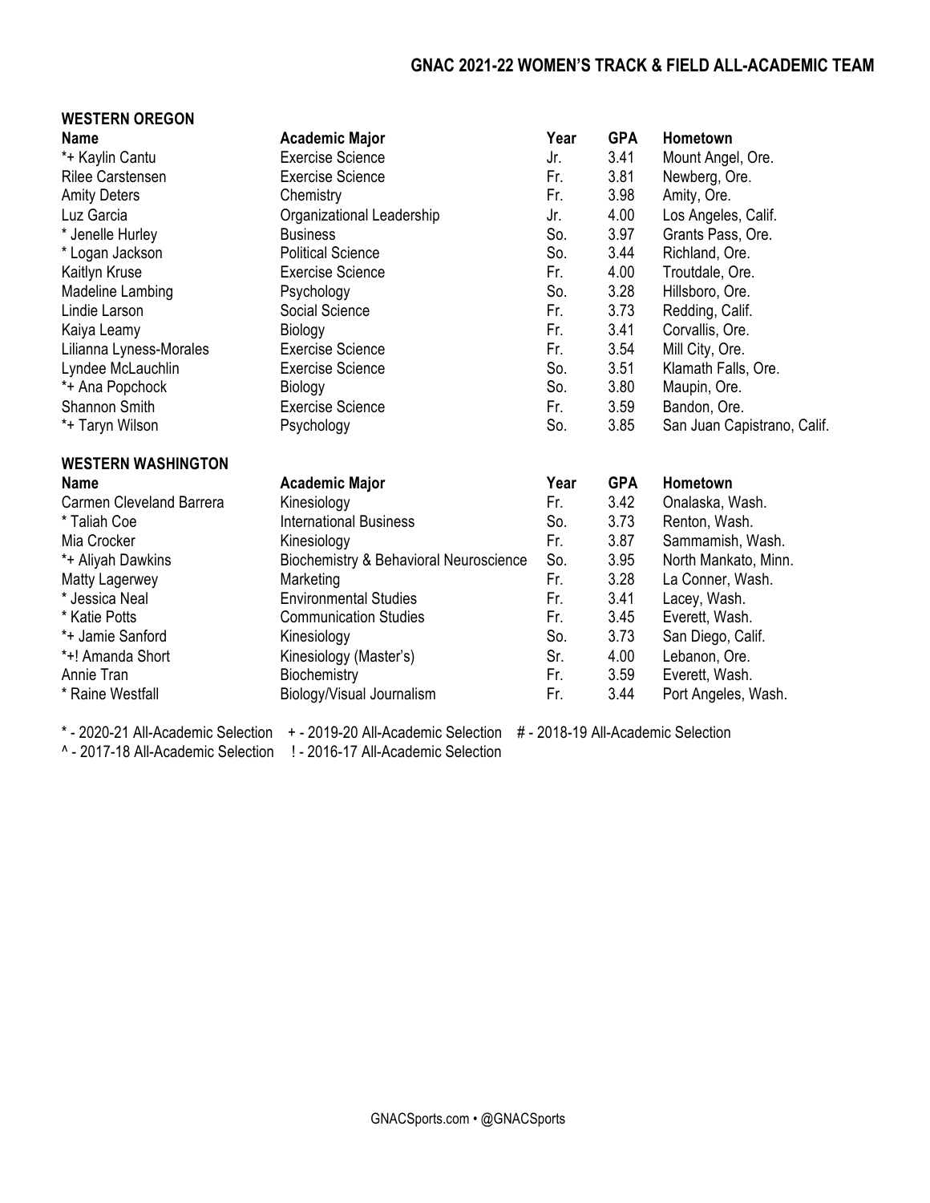# GNAC 2021-22 WOMEN'S TRACK & FIELD ALL-ACADEMIC TEAM

## WESTERN OREGON

| Name | Academic Major | Year | GPA | Hometown |
|---|---|---|---|---|
| *+ Kaylin Cantu | Exercise Science | Jr. | 3.41 | Mount Angel, Ore. |
| Rilee Carstensen | Exercise Science | Fr. | 3.81 | Newberg, Ore. |
| Amity Deters | Chemistry | Fr. | 3.98 | Amity, Ore. |
| Luz Garcia | Organizational Leadership | Jr. | 4.00 | Los Angeles, Calif. |
| * Jenelle Hurley | Business | So. | 3.97 | Grants Pass, Ore. |
| * Logan Jackson | Political Science | So. | 3.44 | Richland, Ore. |
| Kaitlyn Kruse | Exercise Science | Fr. | 4.00 | Troutdale, Ore. |
| Madeline Lambing | Psychology | So. | 3.28 | Hillsboro, Ore. |
| Lindie Larson | Social Science | Fr. | 3.73 | Redding, Calif. |
| Kaiya Leamy | Biology | Fr. | 3.41 | Corvallis, Ore. |
| Lilianna Lyness-Morales | Exercise Science | Fr. | 3.54 | Mill City, Ore. |
| Lyndee McLauchlin | Exercise Science | So. | 3.51 | Klamath Falls, Ore. |
| *+ Ana Popchock | Biology | So. | 3.80 | Maupin, Ore. |
| Shannon Smith | Exercise Science | Fr. | 3.59 | Bandon, Ore. |
| *+ Taryn Wilson | Psychology | So. | 3.85 | San Juan Capistrano, Calif. |

## WESTERN WASHINGTON

| Name | Academic Major | Year | GPA | Hometown |
|---|---|---|---|---|
| Carmen Cleveland Barrera | Kinesiology | Fr. | 3.42 | Onalaska, Wash. |
| * Taliah Coe | International Business | So. | 3.73 | Renton, Wash. |
| Mia Crocker | Kinesiology | Fr. | 3.87 | Sammamish, Wash. |
| *+ Aliyah Dawkins | Biochemistry & Behavioral Neuroscience | So. | 3.95 | North Mankato, Minn. |
| Matty Lagerwey | Marketing | Fr. | 3.28 | La Conner, Wash. |
| * Jessica Neal | Environmental Studies | Fr. | 3.41 | Lacey, Wash. |
| * Katie Potts | Communication Studies | Fr. | 3.45 | Everett, Wash. |
| *+ Jamie Sanford | Kinesiology | So. | 3.73 | San Diego, Calif. |
| *+! Amanda Short | Kinesiology (Master's) | Sr. | 4.00 | Lebanon, Ore. |
| Annie Tran | Biochemistry | Fr. | 3.59 | Everett, Wash. |
| * Raine Westfall | Biology/Visual Journalism | Fr. | 3.44 | Port Angeles, Wash. |

* - 2020-21 All-Academic Selection + - 2019-20 All-Academic Selection # - 2018-19 All-Academic Selection
^ - 2017-18 All-Academic Selection ! - 2016-17 All-Academic Selection

GNACSports.com • @GNACSports